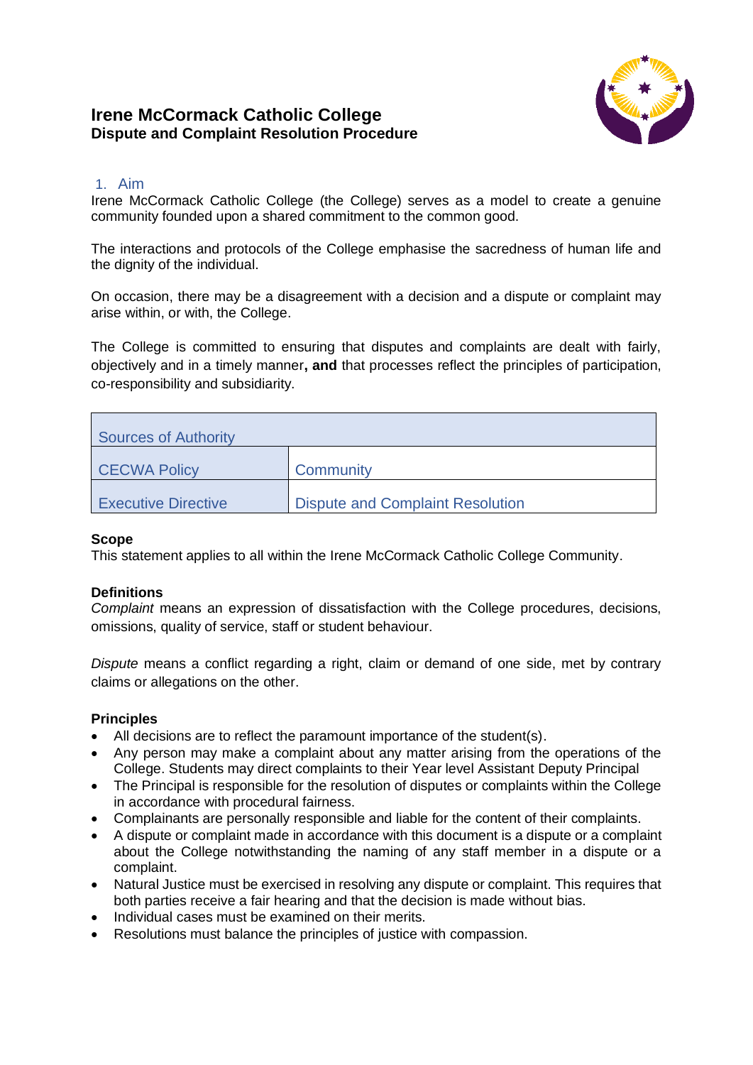# Irene McCormack Catholic College
## Dispute and Complaint Resolution Procedure

### 1. Aim

Irene McCormack Catholic College (the College) serves as a model to create a genuine community founded upon a shared commitment to the common good.

The interactions and protocols of the College emphasise the sacredness of human life and the dignity of the individual.

On occasion, there may be a disagreement with a decision and a dispute or complaint may arise within, or with, the College.

The College is committed to ensuring that disputes and complaints are dealt with fairly, objectively and in a timely manner**, and** that processes reflect the principles of participation, co-responsibility and subsidiarity.

| Sources of Authority | |
|---|---|
| CECWA Policy | Community |
| Executive Directive | Dispute and Complaint Resolution |

**Scope**
This statement applies to all within the Irene McCormack Catholic College Community.

**Definitions**
*Complaint* means an expression of dissatisfaction with the College procedures, decisions, omissions, quality of service, staff or student behaviour.

*Dispute* means a conflict regarding a right, claim or demand of one side, met by contrary claims or allegations on the other.

**Principles**

- All decisions are to reflect the paramount importance of the student(s).
- Any person may make a complaint about any matter arising from the operations of the College. Students may direct complaints to their Year level Assistant Deputy Principal
- The Principal is responsible for the resolution of disputes or complaints within the College in accordance with procedural fairness.
- Complainants are personally responsible and liable for the content of their complaints.
- A dispute or complaint made in accordance with this document is a dispute or a complaint about the College notwithstanding the naming of any staff member in a dispute or a complaint.
- Natural Justice must be exercised in resolving any dispute or complaint. This requires that both parties receive a fair hearing and that the decision is made without bias.
- Individual cases must be examined on their merits.
- Resolutions must balance the principles of justice with compassion.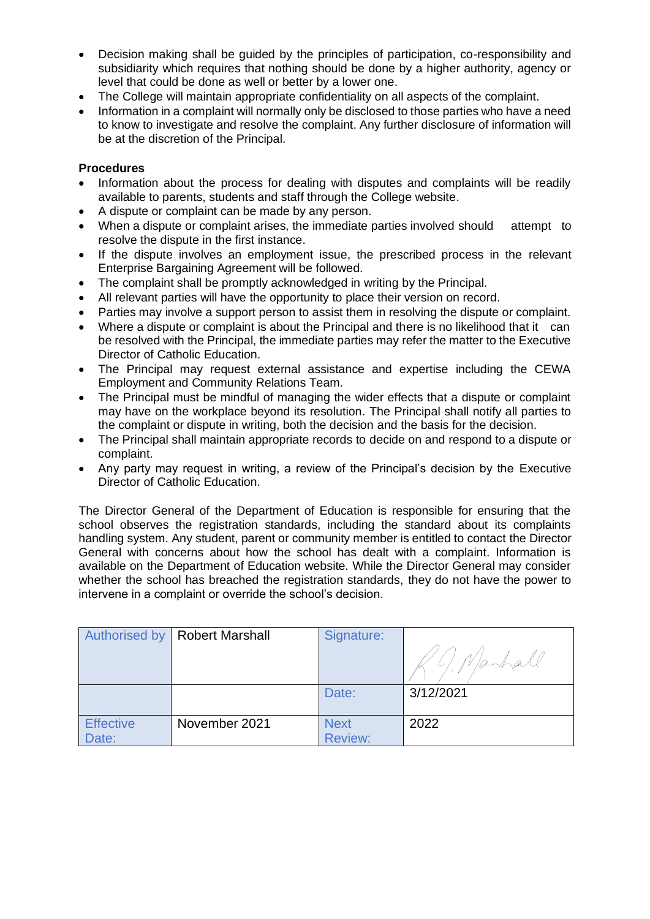- Decision making shall be guided by the principles of participation, co-responsibility and subsidiarity which requires that nothing should be done by a higher authority, agency or level that could be done as well or better by a lower one.
- The College will maintain appropriate confidentiality on all aspects of the complaint.
- Information in a complaint will normally only be disclosed to those parties who have a need to know to investigate and resolve the complaint. Any further disclosure of information will be at the discretion of the Principal.

**Procedures**

- Information about the process for dealing with disputes and complaints will be readily available to parents, students and staff through the College website.
- A dispute or complaint can be made by any person.
- When a dispute or complaint arises, the immediate parties involved should attempt to resolve the dispute in the first instance.
- If the dispute involves an employment issue, the prescribed process in the relevant Enterprise Bargaining Agreement will be followed.
- The complaint shall be promptly acknowledged in writing by the Principal.
- All relevant parties will have the opportunity to place their version on record.
- Parties may involve a support person to assist them in resolving the dispute or complaint.
- Where a dispute or complaint is about the Principal and there is no likelihood that it can be resolved with the Principal, the immediate parties may refer the matter to the Executive Director of Catholic Education.
- The Principal may request external assistance and expertise including the CEWA Employment and Community Relations Team.
- The Principal must be mindful of managing the wider effects that a dispute or complaint may have on the workplace beyond its resolution. The Principal shall notify all parties to the complaint or dispute in writing, both the decision and the basis for the decision.
- The Principal shall maintain appropriate records to decide on and respond to a dispute or complaint.
- Any party may request in writing, a review of the Principal's decision by the Executive Director of Catholic Education.

The Director General of the Department of Education is responsible for ensuring that the school observes the registration standards, including the standard about its complaints handling system. Any student, parent or community member is entitled to contact the Director General with concerns about how the school has dealt with a complaint. Information is available on the Department of Education website. While the Director General may consider whether the school has breached the registration standards, they do not have the power to intervene in a complaint or override the school's decision.

| | | | |
|---|---|---|---|
| Authorised by | Robert Marshall | Signature: | R.J. Marshall |
| | | Date: | 3/12/2021 |
| Effective Date: | November 2021 | Next Review: | 2022 |